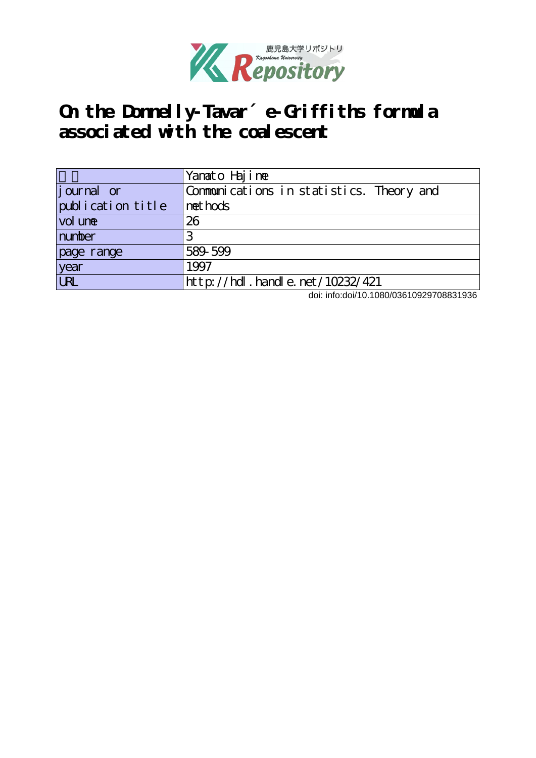鹿児島大学リポジトリ
Kagoshima University Repository

# On the Donnelly-Tavaré-Griffiths formula associated with the coalescent

| 著者 | Yamato Hajime |
|---|---|
| journal or publication title | Communications in statistics. Theory and methods |
| volume | 26 |
| number | 3 |
| page range | 589-599 |
| year | 1997 |
| URL | http://hdl.handle.net/10232/421 |

doi: info:doi/10.1080/03610929708831936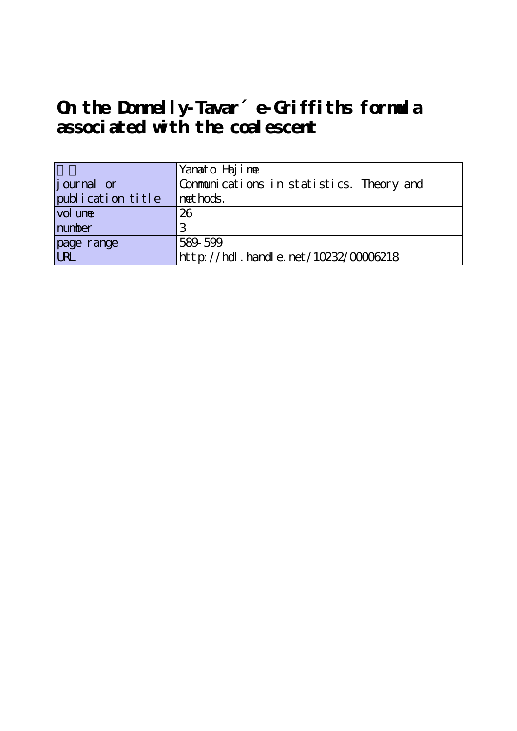# On the Donnelly-Tavaré-Griffiths formula associated with the coalescent

|  | Yamato Hajime |
|---|---|
| journal or publication title | Communications in statistics. Theory and methods. |
| volume | 26 |
| number | 3 |
| page range | 589-599 |
| URL | http://hdl.handle.net/10232/00006218 |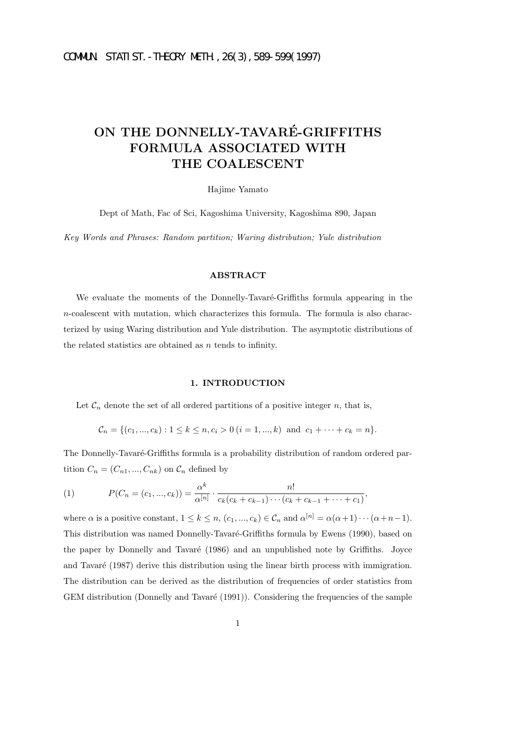# ON THE DONNELLY-TAVARÉ-GRIFFITHS FORMULA ASSOCIATED WITH THE COALESCENT

Hajime Yamato

Dept of Math, Fac of Sci, Kagoshima University, Kagoshima 890, Japan

*Key Words and Phrases: Random partition; Waring distribution; Yule distribution*

### ABSTRACT

We evaluate the moments of the Donnelly-Tavaré-Griffiths formula appearing in the $n$-coalescent with mutation, which characterizes this formula. The formula is also characterized by using Waring distribution and Yule distribution. The asymptotic distributions of the related statistics are obtained as $n$ tends to infinity.

### 1. INTRODUCTION

Let $\mathcal{C}_n$ denote the set of all ordered partitions of a positive integer $n$, that is,

$$\mathcal{C}_n = \{(c_1, ..., c_k) : 1 \leq k \leq n, c_i > 0 \ (i = 1, ..., k) \ \text{and} \ c_1 + \cdots + c_k = n\}.$$

The Donnelly-Tavaré-Griffiths formula is a probability distribution of random ordered partition $C_n = (C_{n1}, ..., C_{nk})$ on $\mathcal{C}_n$ defined by

$$(1) \qquad P(C_n = (c_1, ..., c_k)) = \frac{\alpha^k}{\alpha^{[n]}} \cdot \frac{n!}{c_k(c_k + c_{k-1}) \cdots (c_k + c_{k-1} + \cdots + c_1)},$$

where $\alpha$ is a positive constant, $1 \leq k \leq n$, $(c_1, ..., c_k) \in \mathcal{C}_n$ and $\alpha^{[n]} = \alpha(\alpha+1)\cdots(\alpha+n-1)$. This distribution was named Donnelly-Tavaré-Griffiths formula by Ewens (1990), based on the paper by Donnelly and Tavaré (1986) and an unpublished note by Griffiths. Joyce and Tavaré (1987) derive this distribution using the linear birth process with immigration. The distribution can be derived as the distribution of frequencies of order statistics from GEM distribution (Donnelly and Tavaré (1991)). Considering the frequencies of the sample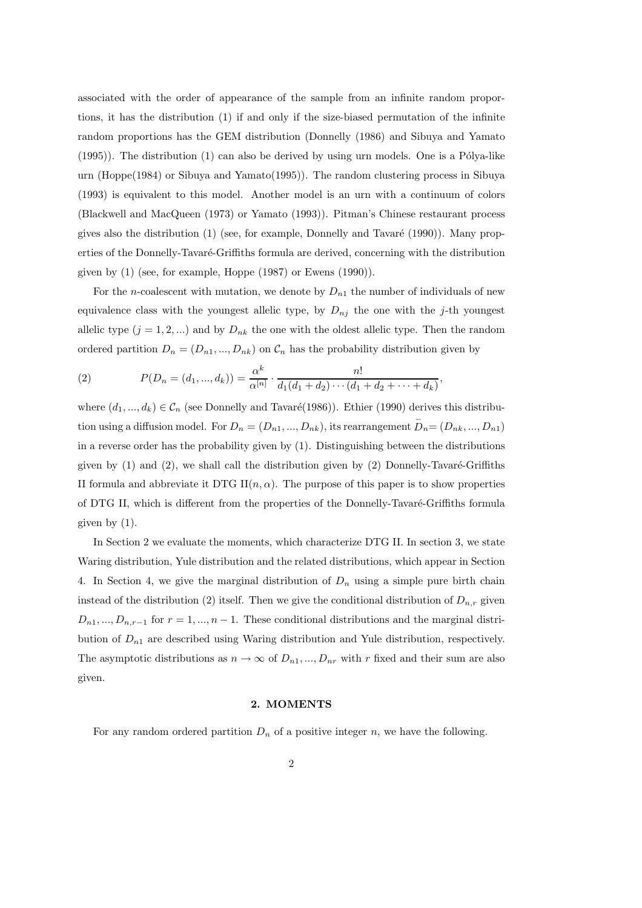associated with the order of appearance of the sample from an infinite random proportions, it has the distribution (1) if and only if the size-biased permutation of the infinite random proportions has the GEM distribution (Donnelly (1986) and Sibuya and Yamato (1995)). The distribution (1) can also be derived by using urn models. One is a Pólya-like urn (Hoppe(1984) or Sibuya and Yamato(1995)). The random clustering process in Sibuya (1993) is equivalent to this model. Another model is an urn with a continuum of colors (Blackwell and MacQueen (1973) or Yamato (1993)). Pitman's Chinese restaurant process gives also the distribution (1) (see, for example, Donnelly and Tavaré (1990)). Many properties of the Donnelly-Tavaré-Griffiths formula are derived, concerning with the distribution given by (1) (see, for example, Hoppe (1987) or Ewens (1990)).

For the $n$-coalescent with mutation, we denote by $D_{n1}$ the number of individuals of new equivalence class with the youngest allelic type, by $D_{nj}$ the one with the $j$-th youngest allelic type ($j = 1, 2, ...$) and by $D_{nk}$ the one with the oldest allelic type. Then the random ordered partition $D_n = (D_{n1}, ..., D_{nk})$ on $\mathcal{C}_n$ has the probability distribution given by

$$(2) \qquad P(D_n = (d_1, ..., d_k)) = \frac{\alpha^k}{\alpha^{[n]}} \cdot \frac{n!}{d_1(d_1 + d_2) \cdots (d_1 + d_2 + \cdots + d_k)},$$

where $(d_1, ..., d_k) \in \mathcal{C}_n$ (see Donnelly and Tavaré(1986)). Ethier (1990) derives this distribution using a diffusion model. For $D_n = (D_{n1}, ..., D_{nk})$, its rearrangement $\bar{D}_n = (D_{nk}, ..., D_{n1})$ in a reverse order has the probability given by (1). Distinguishing between the distributions given by (1) and (2), we shall call the distribution given by (2) Donnelly-Tavaré-Griffiths II formula and abbreviate it DTG II$(n, \alpha)$. The purpose of this paper is to show properties of DTG II, which is different from the properties of the Donnelly-Tavaré-Griffiths formula given by (1).

In Section 2 we evaluate the moments, which characterize DTG II. In section 3, we state Waring distribution, Yule distribution and the related distributions, which appear in Section 4. In Section 4, we give the marginal distribution of $D_n$ using a simple pure birth chain instead of the distribution (2) itself. Then we give the conditional distribution of $D_{n,r}$ given $D_{n1}, ..., D_{n,r-1}$ for $r = 1, ..., n-1$. These conditional distributions and the marginal distribution of $D_{n1}$ are described using Waring distribution and Yule distribution, respectively. The asymptotic distributions as $n \to \infty$ of $D_{n1}, ..., D_{nr}$ with $r$ fixed and their sum are also given.

## 2. MOMENTS

For any random ordered partition $D_n$ of a positive integer $n$, we have the following.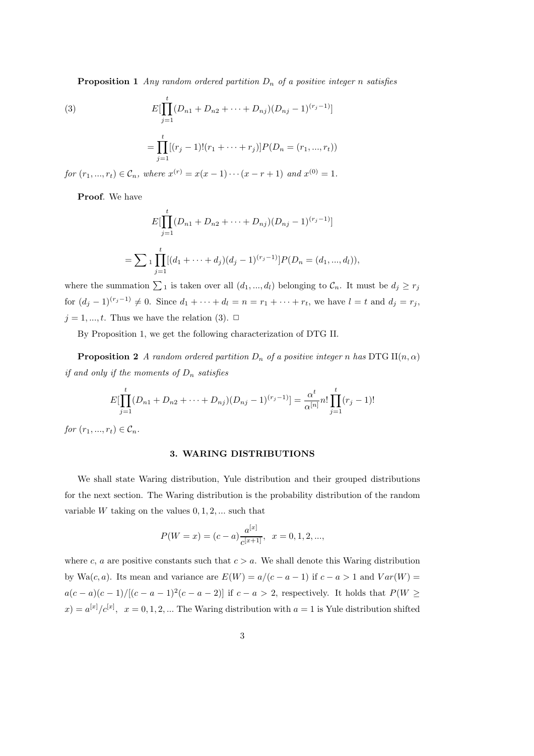**Proposition 1** *Any random ordered partition $D_n$ of a positive integer $n$ satisfies*

$$
E[\prod_{j=1}^{t}(D_{n1}+D_{n2}+\cdots+D_{nj})(D_{nj}-1)^{(r_j-1)}]
$$

$$
=\prod_{j=1}^{t}[(r_j-1)!(r_1+\cdots+r_j)]P(D_n=(r_1,...,r_t)) \tag{3}
$$

*for $(r_1,...,r_t)\in \mathcal{C}_n$, where $x^{(r)}=x(x-1)\cdots(x-r+1)$ and $x^{(0)}=1$.*

**Proof**. We have

$$
E[\prod_{j=1}^{t}(D_{n1}+D_{n2}+\cdots+D_{nj})(D_{nj}-1)^{(r_j-1)}]
$$

$$
=\sum{}_1\prod_{j=1}^{t}[(d_1+\cdots+d_j)(d_j-1)^{(r_j-1)}]P(D_n=(d_1,...,d_l)),
$$

where the summation $\sum_1$ is taken over all $(d_1,...,d_l)$ belonging to $\mathcal{C}_n$. It must be $d_j \geq r_j$ for $(d_j-1)^{(r_j-1)}\neq 0$. Since $d_1+\cdots+d_l=n=r_1+\cdots+r_t$, we have $l=t$ and $d_j=r_j$, $j=1,...,t$. Thus we have the relation (3). $\square$

By Proposition 1, we get the following characterization of DTG II.

**Proposition 2** *A random ordered partition $D_n$ of a positive integer $n$ has* DTG II$(n,\alpha)$ *if and only if the moments of $D_n$ satisfies*

$$
E[\prod_{j=1}^{t}(D_{n1}+D_{n2}+\cdots+D_{nj})(D_{nj}-1)^{(r_j-1)}]=\frac{\alpha^t}{\alpha^{[n]}}n!\prod_{j=1}^{t}(r_j-1)!
$$

*for $(r_1,...,r_t)\in\mathcal{C}_n$.*

## 3. WARING DISTRIBUTIONS

We shall state Waring distribution, Yule distribution and their grouped distributions for the next section. The Waring distribution is the probability distribution of the random variable $W$ taking on the values $0,1,2,...$ such that

$$
P(W=x)=(c-a)\frac{a^{[x]}}{c^{[x+1]}},\ \ x=0,1,2,...,
$$

where $c$, $a$ are positive constants such that $c>a$. We shall denote this Waring distribution by Wa$(c,a)$. Its mean and variance are $E(W)=a/(c-a-1)$ if $c-a>1$ and $Var(W)=a(c-a)(c-1)/[(c-a-1)^2(c-a-2)]$ if $c-a>2$, respectively. It holds that $P(W\geq x)=a^{[x]}/c^{[x]}$, $x=0,1,2,...$ The Waring distribution with $a=1$ is Yule distribution shifted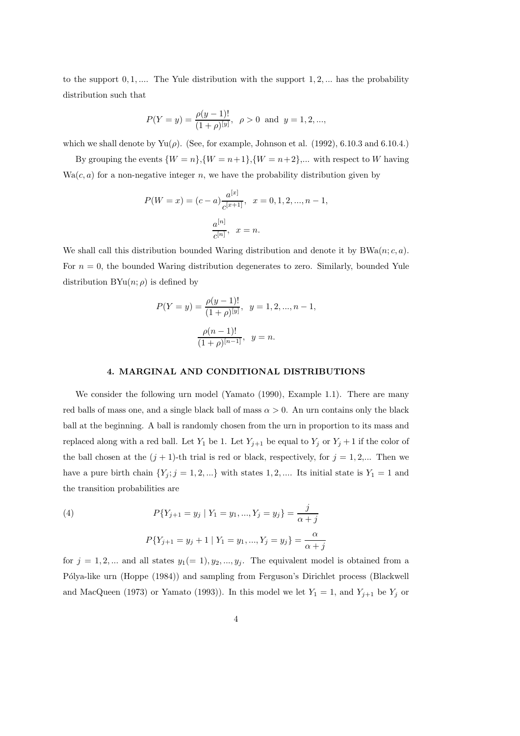to the support $0, 1, ....$ The Yule distribution with the support $1, 2, ...$ has the probability distribution such that

$$P(Y = y) = \frac{\rho(y-1)!}{(1+\rho)^{[y]}}, \;\; \rho > 0 \;\text{ and }\; y = 1, 2, ...,$$

which we shall denote by $\text{Yu}(\rho)$. (See, for example, Johnson et al. (1992), 6.10.3 and 6.10.4.)

By grouping the events $\{W = n\}, \{W = n+1\}, \{W = n+2\}, ...$ with respect to $W$ having $\text{Wa}(c, a)$ for a non-negative integer $n$, we have the probability distribution given by

$$P(W = x) = (c-a)\frac{a^{[x]}}{c^{[x+1]}}, \;\; x = 0, 1, 2, ..., n-1,$$

$$\frac{a^{[n]}}{c^{[n]}}, \;\; x = n.$$

We shall call this distribution bounded Waring distribution and denote it by $\text{BWa}(n; c, a)$. For $n = 0$, the bounded Waring distribution degenerates to zero. Similarly, bounded Yule distribution $\text{BYu}(n; \rho)$ is defined by

$$P(Y = y) = \frac{\rho(y-1)!}{(1+\rho)^{[y]}}, \;\; y = 1, 2, ..., n-1,$$

$$\frac{\rho(n-1)!}{(1+\rho)^{[n-1]}}, \;\; y = n.$$

## 4. MARGINAL AND CONDITIONAL DISTRIBUTIONS

We consider the following urn model (Yamato (1990), Example 1.1). There are many red balls of mass one, and a single black ball of mass $\alpha > 0$. An urn contains only the black ball at the beginning. A ball is randomly chosen from the urn in proportion to its mass and replaced along with a red ball. Let $Y_1$ be 1. Let $Y_{j+1}$ be equal to $Y_j$ or $Y_j + 1$ if the color of the ball chosen at the $(j+1)$-th trial is red or black, respectively, for $j = 1, 2, ...$ Then we have a pure birth chain $\{Y_j; j = 1, 2, ...\}$ with states $1, 2, ....$ Its initial state is $Y_1 = 1$ and the transition probabilities are

$$P\{Y_{j+1} = y_j \mid Y_1 = y_1, ..., Y_j = y_j\} = \frac{j}{\alpha + j} \tag{4}$$

$$P\{Y_{j+1} = y_j + 1 \mid Y_1 = y_1, ..., Y_j = y_j\} = \frac{\alpha}{\alpha + j}$$

for $j = 1, 2, ...$ and all states $y_1 (= 1), y_2, ..., y_j$. The equivalent model is obtained from a Pólya-like urn (Hoppe (1984)) and sampling from Ferguson's Dirichlet process (Blackwell and MacQueen (1973) or Yamato (1993)). In this model we let $Y_1 = 1$, and $Y_{j+1}$ be $Y_j$ or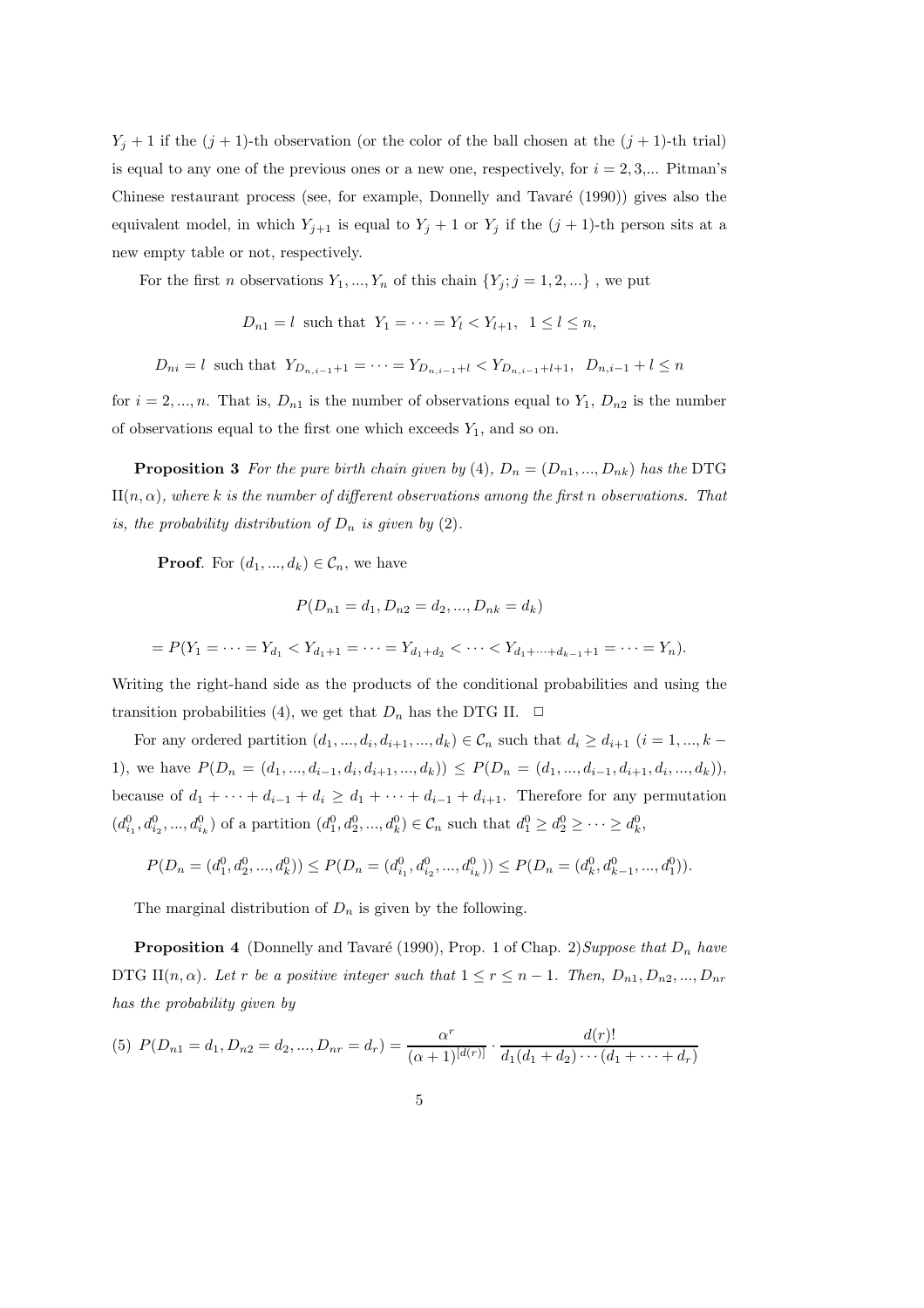$Y_j + 1$ if the $(j+1)$-th observation (or the color of the ball chosen at the $(j+1)$-th trial) is equal to any one of the previous ones or a new one, respectively, for $i = 2, 3, ...$ Pitman's Chinese restaurant process (see, for example, Donnelly and Tavaré (1990)) gives also the equivalent model, in which $Y_{j+1}$ is equal to $Y_j + 1$ or $Y_j$ if the $(j+1)$-th person sits at a new empty table or not, respectively.

For the first $n$ observations $Y_1, ..., Y_n$ of this chain $\{Y_j; j = 1, 2, ...\}$ , we put

$$D_{n1} = l \text{ such that } Y_1 = \cdots = Y_l < Y_{l+1}, \ \ 1 \le l \le n,$$

$$D_{ni} = l \text{ such that } Y_{D_{n,i-1}+1} = \cdots = Y_{D_{n,i-1}+l} < Y_{D_{n,i-1}+l+1}, \ \ D_{n,i-1} + l \le n$$

for $i = 2, ..., n$. That is, $D_{n1}$ is the number of observations equal to $Y_1$, $D_{n2}$ is the number of observations equal to the first one which exceeds $Y_1$, and so on.

**Proposition 3** *For the pure birth chain given by* (4), $D_n = (D_{n1}, ..., D_{nk})$ *has the* DTG II$(n, \alpha)$, *where $k$ is the number of different observations among the first $n$ observations. That is, the probability distribution of $D_n$ is given by* (2).

**Proof**. For $(d_1, ..., d_k) \in \mathcal{C}_n$, we have

$$P(D_{n1} = d_1, D_{n2} = d_2, ..., D_{nk} = d_k)$$

$$= P(Y_1 = \cdots = Y_{d_1} < Y_{d_1+1} = \cdots = Y_{d_1+d_2} < \cdots < Y_{d_1+\cdots+d_{k-1}+1} = \cdots = Y_n).$$

Writing the right-hand side as the products of the conditional probabilities and using the transition probabilities (4), we get that $D_n$ has the DTG II. $\square$

For any ordered partition $(d_1, ..., d_i, d_{i+1}, ..., d_k) \in \mathcal{C}_n$ such that $d_i \ge d_{i+1}$ $(i = 1, ..., k-1)$, we have $P(D_n = (d_1, ..., d_{i-1}, d_i, d_{i+1}, ..., d_k)) \le P(D_n = (d_1, ..., d_{i-1}, d_{i+1}, d_i, ..., d_k))$, because of $d_1 + \cdots + d_{i-1} + d_i \ge d_1 + \cdots + d_{i-1} + d_{i+1}$. Therefore for any permutation $(d^0_{i_1}, d^0_{i_2}, ..., d^0_{i_k})$ of a partition $(d^0_1, d^0_2, ..., d^0_k) \in \mathcal{C}_n$ such that $d^0_1 \ge d^0_2 \ge \cdots \ge d^0_k$,

$$P(D_n = (d^0_1, d^0_2, ..., d^0_k)) \le P(D_n = (d^0_{i_1}, d^0_{i_2}, ..., d^0_{i_k})) \le P(D_n = (d^0_k, d^0_{k-1}, ..., d^0_1)).$$

The marginal distribution of $D_n$ is given by the following.

**Proposition 4** (Donnelly and Tavaré (1990), Prop. 1 of Chap. 2)*Suppose that $D_n$ have* DTG II$(n, \alpha)$. *Let $r$ be a positive integer such that $1 \le r \le n-1$. Then, $D_{n1}, D_{n2}, ..., D_{nr}$ has the probability given by*

$$(5)\ \ P(D_{n1} = d_1, D_{n2} = d_2, ..., D_{nr} = d_r) = \frac{\alpha^r}{(\alpha+1)^{[d(r)]}} \cdot \frac{d(r)!}{d_1(d_1+d_2)\cdots(d_1+\cdots+d_r)}$$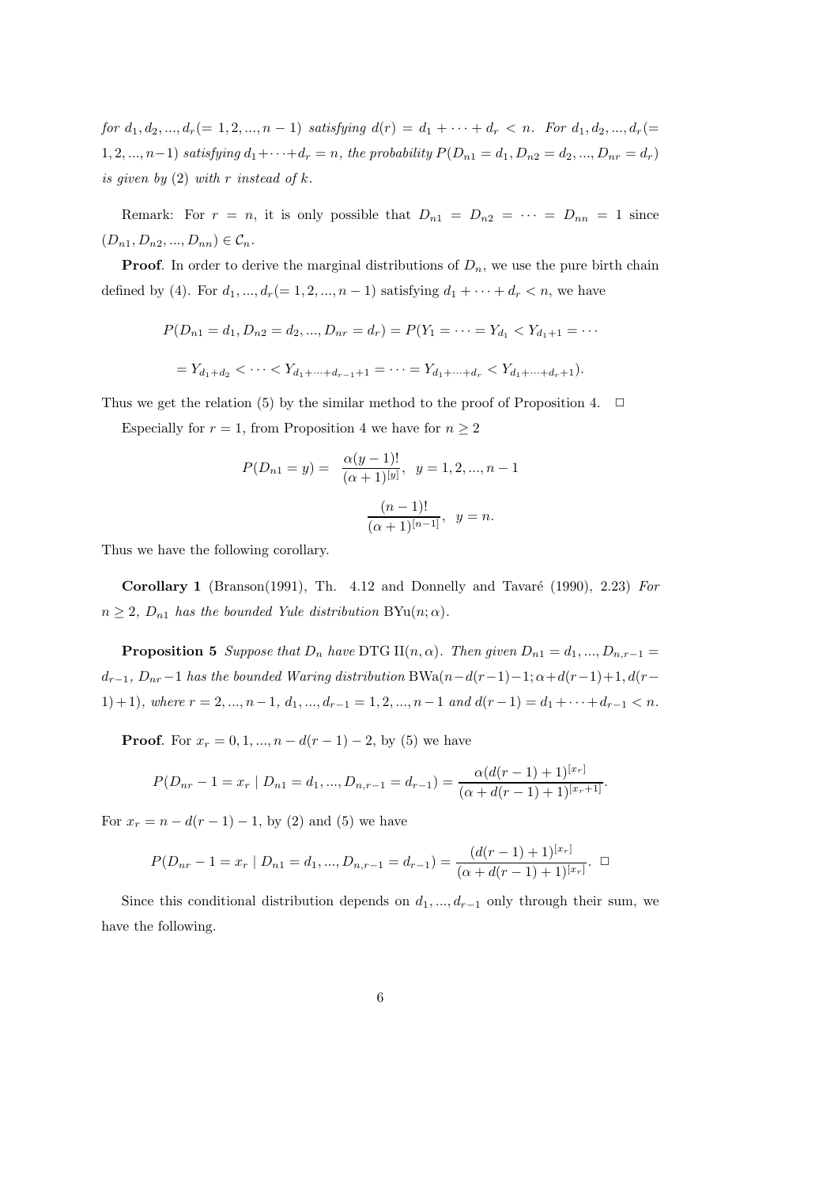*for $d_1, d_2, ..., d_r (= 1, 2, ..., n-1)$ satisfying $d(r) = d_1 + \cdots + d_r < n$. For $d_1, d_2, ..., d_r (= 1, 2, ..., n-1)$ satisfying $d_1 + \cdots + d_r = n$, the probability $P(D_{n1} = d_1, D_{n2} = d_2, ..., D_{nr} = d_r)$ is given by (2) with $r$ instead of $k$.*

Remark: For $r = n$, it is only possible that $D_{n1} = D_{n2} = \cdots = D_{nn} = 1$ since $(D_{n1}, D_{n2}, ..., D_{nn}) \in \mathcal{C}_n$.

**Proof**. In order to derive the marginal distributions of $D_n$, we use the pure birth chain defined by (4). For $d_1, ..., d_r (= 1, 2, ..., n-1)$ satisfying $d_1 + \cdots + d_r < n$, we have

$$P(D_{n1} = d_1, D_{n2} = d_2, ..., D_{nr} = d_r) = P(Y_1 = \cdots = Y_{d_1} < Y_{d_1+1} = \cdots$$

$$= Y_{d_1+d_2} < \cdots < Y_{d_1+\cdots+d_{r-1}+1} = \cdots = Y_{d_1+\cdots+d_r} < Y_{d_1+\cdots+d_r+1}).$$

Thus we get the relation (5) by the similar method to the proof of Proposition 4. $\square$

Especially for $r = 1$, from Proposition 4 we have for $n \geq 2$

$$P(D_{n1} = y) = \begin{cases} \dfrac{\alpha(y-1)!}{(\alpha+1)^{[y]}}, & y = 1, 2, ..., n-1 \\[2mm] \dfrac{(n-1)!}{(\alpha+1)^{[n-1]}}, & y = n. \end{cases}$$

Thus we have the following corollary.

**Corollary 1** (Branson(1991), Th. 4.12 and Donnelly and Tavaré (1990), 2.23) *For $n \geq 2$, $D_{n1}$ has the bounded Yule distribution $\mathrm{BYu}(n; \alpha)$.*

**Proposition 5** *Suppose that $D_n$ have DTG II$(n, \alpha)$. Then given $D_{n1} = d_1, ..., D_{n,r-1} = d_{r-1}$, $D_{nr} - 1$ has the bounded Waring distribution $\mathrm{BWa}(n - d(r-1) - 1; \alpha + d(r-1) + 1, d(r-1) + 1)$, where $r = 2, ..., n-1$, $d_1, ..., d_{r-1} = 1, 2, ..., n-1$ and $d(r-1) = d_1 + \cdots + d_{r-1} < n$.*

**Proof**. For $x_r = 0, 1, ..., n - d(r-1) - 2$, by (5) we have

$$P(D_{nr} - 1 = x_r \mid D_{n1} = d_1, ..., D_{n,r-1} = d_{r-1}) = \frac{\alpha(d(r-1)+1)^{[x_r]}}{(\alpha + d(r-1) + 1)^{[x_r+1]}}.$$

For $x_r = n - d(r-1) - 1$, by (2) and (5) we have

$$P(D_{nr} - 1 = x_r \mid D_{n1} = d_1, ..., D_{n,r-1} = d_{r-1}) = \frac{(d(r-1)+1)^{[x_r]}}{(\alpha + d(r-1) + 1)^{[x_r]}}. \ \square$$

Since this conditional distribution depends on $d_1, ..., d_{r-1}$ only through their sum, we have the following.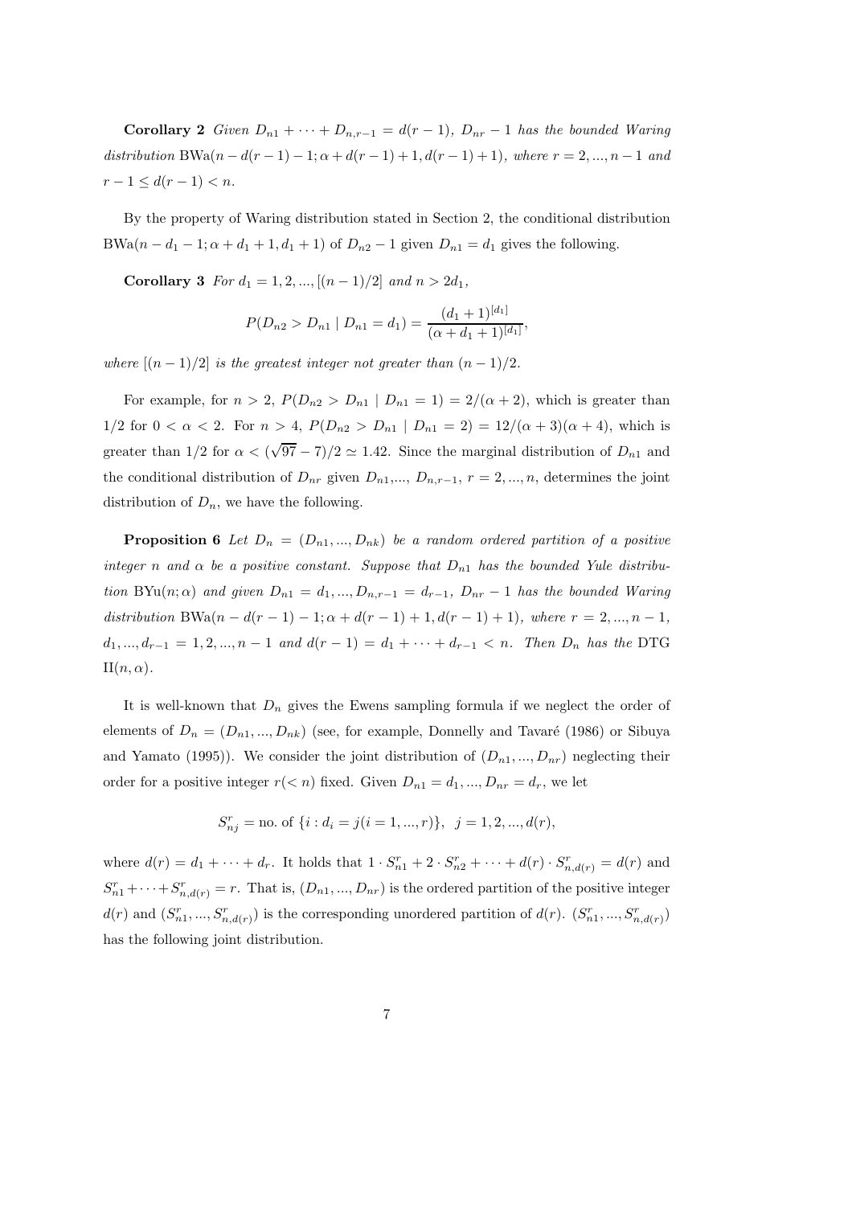**Corollary 2** *Given $D_{n1} + \cdots + D_{n,r-1} = d(r-1)$, $D_{nr} - 1$ has the bounded Waring distribution* $\mathrm{BWa}(n - d(r-1) - 1; \alpha + d(r-1) + 1, d(r-1) + 1)$*, where $r = 2, ..., n-1$ and $r - 1 \leq d(r-1) < n$.*

By the property of Waring distribution stated in Section 2, the conditional distribution $\mathrm{BWa}(n - d_1 - 1; \alpha + d_1 + 1, d_1 + 1)$ of $D_{n2} - 1$ given $D_{n1} = d_1$ gives the following.

**Corollary 3** *For $d_1 = 1, 2, ..., [(n-1)/2]$ and $n > 2d_1$,*

$$P(D_{n2} > D_{n1} \mid D_{n1} = d_1) = \frac{(d_1 + 1)^{[d_1]}}{(\alpha + d_1 + 1)^{[d_1]}},$$

*where $[(n-1)/2]$ is the greatest integer not greater than $(n-1)/2$.*

For example, for $n > 2$, $P(D_{n2} > D_{n1} \mid D_{n1} = 1) = 2/(\alpha + 2)$, which is greater than $1/2$ for $0 < \alpha < 2$. For $n > 4$, $P(D_{n2} > D_{n1} \mid D_{n1} = 2) = 12/(\alpha + 3)(\alpha + 4)$, which is greater than $1/2$ for $\alpha < (\sqrt{97} - 7)/2 \simeq 1.42$. Since the marginal distribution of $D_{n1}$ and the conditional distribution of $D_{nr}$ given $D_{n1}, ..., D_{n,r-1}$, $r = 2, ..., n$, determines the joint distribution of $D_n$, we have the following.

**Proposition 6** *Let $D_n = (D_{n1}, ..., D_{nk})$ be a random ordered partition of a positive integer $n$ and $\alpha$ be a positive constant. Suppose that $D_{n1}$ has the bounded Yule distribution* $\mathrm{BYu}(n; \alpha)$ *and given $D_{n1} = d_1, ..., D_{n,r-1} = d_{r-1}$, $D_{nr} - 1$ has the bounded Waring distribution* $\mathrm{BWa}(n - d(r-1) - 1; \alpha + d(r-1) + 1, d(r-1) + 1)$*, where $r = 2, ..., n-1$, $d_1, ..., d_{r-1} = 1, 2, ..., n-1$ and $d(r-1) = d_1 + \cdots + d_{r-1} < n$. Then $D_n$ has the* DTG II$(n, \alpha)$.

It is well-known that $D_n$ gives the Ewens sampling formula if we neglect the order of elements of $D_n = (D_{n1}, ..., D_{nk})$ (see, for example, Donnelly and Tavaré (1986) or Sibuya and Yamato (1995)). We consider the joint distribution of $(D_{n1}, ..., D_{nr})$ neglecting their order for a positive integer $r (< n)$ fixed. Given $D_{n1} = d_1, ..., D_{nr} = d_r$, we let

$$S_{nj}^r = \text{no. of } \{i : d_i = j (i = 1, ..., r)\}, \quad j = 1, 2, ..., d(r),$$

where $d(r) = d_1 + \cdots + d_r$. It holds that $1 \cdot S_{n1}^r + 2 \cdot S_{n2}^r + \cdots + d(r) \cdot S_{n,d(r)}^r = d(r)$ and $S_{n1}^r + \cdots + S_{n,d(r)}^r = r$. That is, $(D_{n1}, ..., D_{nr})$ is the ordered partition of the positive integer $d(r)$ and $(S_{n1}^r, ..., S_{n,d(r)}^r)$ is the corresponding unordered partition of $d(r)$. $(S_{n1}^r, ..., S_{n,d(r)}^r)$ has the following joint distribution.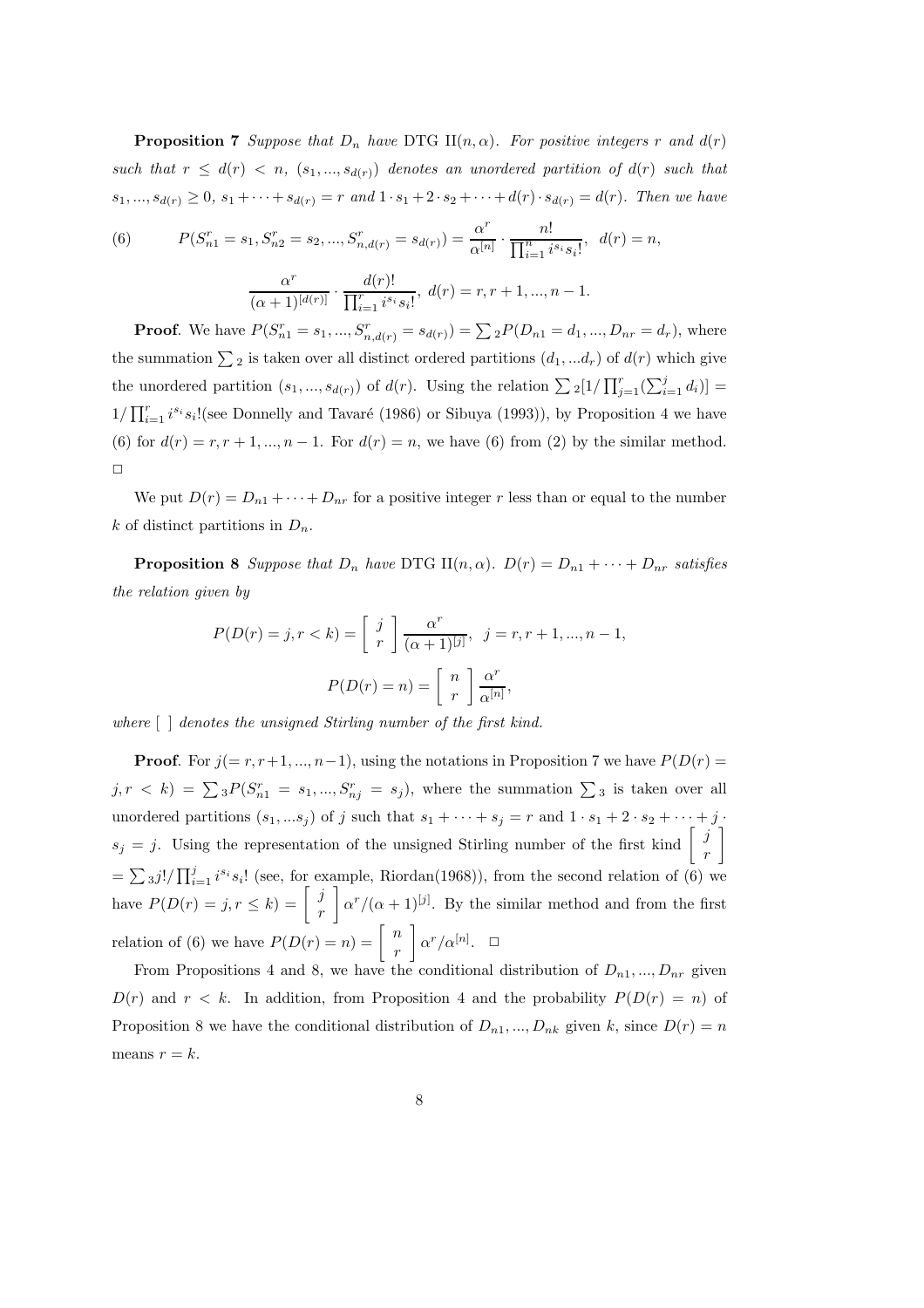**Proposition 7** *Suppose that $D_n$ have* DTG II$(n, \alpha)$. *For positive integers $r$ and $d(r)$ such that $r \leq d(r) < n$, $(s_1, ..., s_{d(r)})$ denotes an unordered partition of $d(r)$ such that $s_1, ..., s_{d(r)} \geq 0$, $s_1 + \cdots + s_{d(r)} = r$ and $1 \cdot s_1 + 2 \cdot s_2 + \cdots + d(r) \cdot s_{d(r)} = d(r)$. Then we have*

$$(6) \qquad P(S^r_{n1} = s_1, S^r_{n2} = s_2, ..., S^r_{n,d(r)} = s_{d(r)}) = \frac{\alpha^r}{\alpha^{[n]}} \cdot \frac{n!}{\prod_{i=1}^n i^{s_i} s_i!}, \;\; d(r) = n,$$

$$\frac{\alpha^r}{(\alpha+1)^{[d(r)]}} \cdot \frac{d(r)!}{\prod_{i=1}^r i^{s_i} s_i!}, \; d(r) = r, r+1, ..., n-1.$$

**Proof**. We have $P(S^r_{n1} = s_1, ..., S^r_{n,d(r)} = s_{d(r)}) = \sum_2 P(D_{n1} = d_1, ..., D_{nr} = d_r)$, where the summation $\sum_2$ is taken over all distinct ordered partitions $(d_1, ...d_r)$ of $d(r)$ which give the unordered partition $(s_1, ..., s_{d(r)})$ of $d(r)$. Using the relation $\sum_2 [1/\prod_{j=1}^r (\sum_{i=1}^j d_i)] = 1/\prod_{i=1}^r i^{s_i} s_i!$(see Donnelly and Tavaré (1986) or Sibuya (1993)), by Proposition 4 we have (6) for $d(r) = r, r+1, ..., n-1$. For $d(r) = n$, we have (6) from (2) by the similar method. $\square$

We put $D(r) = D_{n1} + \cdots + D_{nr}$ for a positive integer $r$ less than or equal to the number $k$ of distinct partitions in $D_n$.

**Proposition 8** *Suppose that $D_n$ have* DTG II$(n, \alpha)$. *$D(r) = D_{n1} + \cdots + D_{nr}$ satisfies the relation given by*

$$P(D(r) = j, r < k) = \left[ \begin{array}{c} j \\ r \end{array} \right] \frac{\alpha^r}{(\alpha+1)^{[j]}}, \;\; j = r, r+1, ..., n-1,$$

$$P(D(r) = n) = \left[ \begin{array}{c} n \\ r \end{array} \right] \frac{\alpha^r}{\alpha^{[n]}},$$

*where* [ ] *denotes the unsigned Stirling number of the first kind.*

**Proof**. For $j (= r, r+1, ..., n-1)$, using the notations in Proposition 7 we have $P(D(r) = j, r < k) = \sum_3 P(S^r_{n1} = s_1, ..., S^r_{nj} = s_j)$, where the summation $\sum_3$ is taken over all unordered partitions $(s_1, ...s_j)$ of $j$ such that $s_1 + \cdots + s_j = r$ and $1 \cdot s_1 + 2 \cdot s_2 + \cdots + j \cdot s_j = j$. Using the representation of the unsigned Stirling number of the first kind $\left[ \begin{array}{c} j \\ r \end{array} \right] = \sum_3 j!/\prod_{i=1}^j i^{s_i} s_i!$ (see, for example, Riordan(1968)), from the second relation of (6) we have $P(D(r) = j, r \leq k) = \left[ \begin{array}{c} j \\ r \end{array} \right] \alpha^r/(\alpha+1)^{[j]}$. By the similar method and from the first relation of (6) we have $P(D(r) = n) = \left[ \begin{array}{c} n \\ r \end{array} \right] \alpha^r/\alpha^{[n]}$. $\square$

From Propositions 4 and 8, we have the conditional distribution of $D_{n1}, ..., D_{nr}$ given $D(r)$ and $r < k$. In addition, from Proposition 4 and the probability $P(D(r) = n)$ of Proposition 8 we have the conditional distribution of $D_{n1}, ..., D_{nk}$ given $k$, since $D(r) = n$ means $r = k$.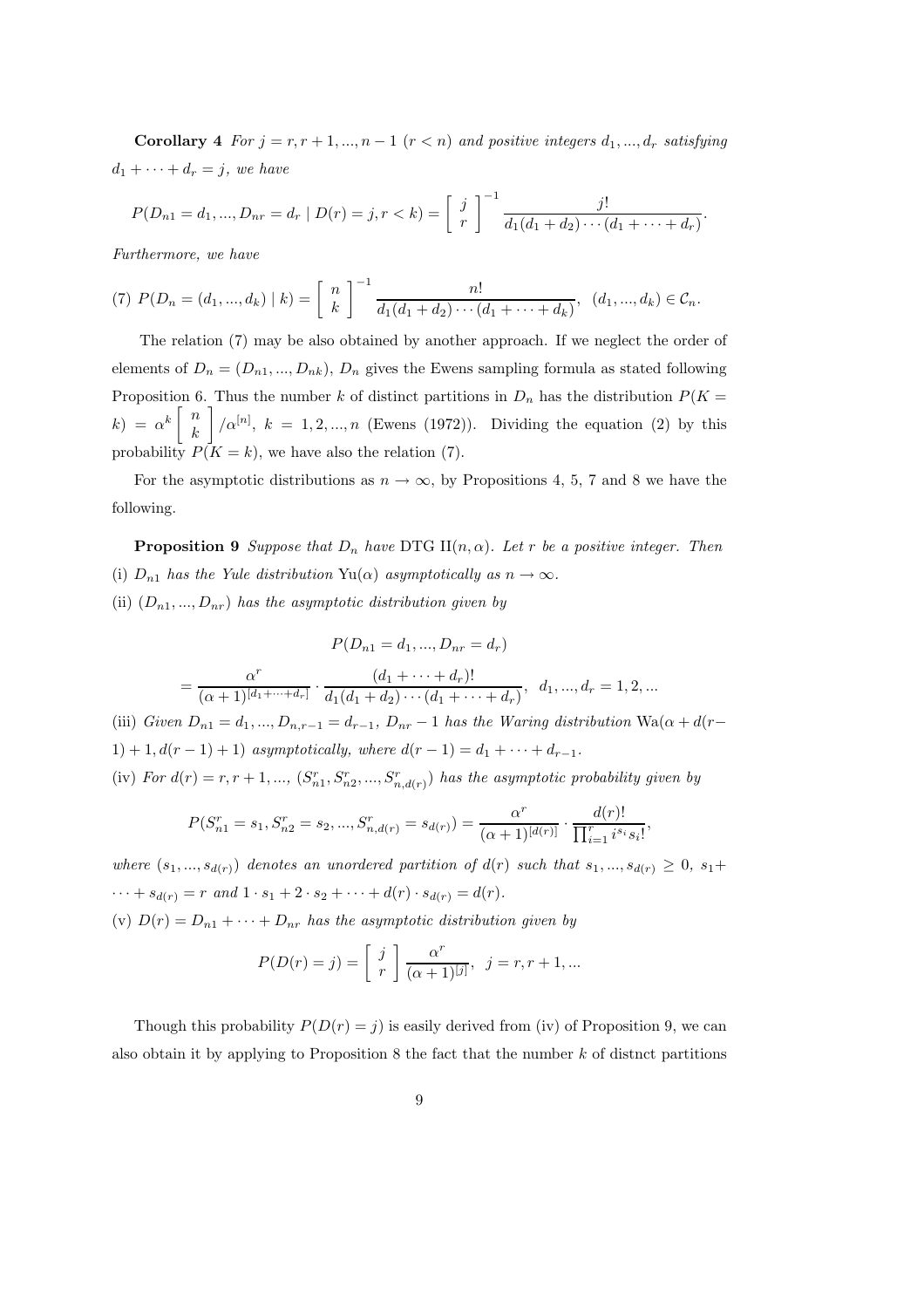**Corollary 4** *For $j = r, r+1, ..., n-1$ $(r < n)$ and positive integers $d_1, ..., d_r$ satisfying $d_1 + \cdots + d_r = j$, we have*

$$P(D_{n1} = d_1, ..., D_{nr} = d_r \mid D(r) = j, r < k) = \left[ \begin{array}{c} j \\ r \end{array} \right]^{-1} \frac{j!}{d_1(d_1+d_2)\cdots(d_1+\cdots+d_r)}.$$

*Furthermore, we have*

$$(7)\ P(D_n = (d_1, ..., d_k) \mid k) = \left[ \begin{array}{c} n \\ k \end{array} \right]^{-1} \frac{n!}{d_1(d_1+d_2)\cdots(d_1+\cdots+d_k)}, \ \ (d_1, ..., d_k) \in \mathcal{C}_n.$$

The relation (7) may be also obtained by another approach. If we neglect the order of elements of $D_n = (D_{n1}, ..., D_{nk})$, $D_n$ gives the Ewens sampling formula as stated following Proposition 6. Thus the number $k$ of distinct partitions in $D_n$ has the distribution $P(K = k) = \alpha^k \left[ \begin{array}{c} n \\ k \end{array} \right] / \alpha^{[n]}$, $k = 1, 2, ..., n$ (Ewens (1972)). Dividing the equation (2) by this probability $P(K = k)$, we have also the relation (7).

For the asymptotic distributions as $n \to \infty$, by Propositions 4, 5, 7 and 8 we have the following.

**Proposition 9** *Suppose that $D_n$ have DTG II$(n, \alpha)$. Let $r$ be a positive integer. Then*

(i) *$D_{n1}$ has the Yule distribution Yu$(\alpha)$ asymptotically as $n \to \infty$.*

(ii) *$(D_{n1}, ..., D_{nr})$ has the asymptotic distribution given by*

$$P(D_{n1} = d_1, ..., D_{nr} = d_r)$$

$$= \frac{\alpha^r}{(\alpha+1)^{[d_1+\cdots+d_r]}} \cdot \frac{(d_1+\cdots+d_r)!}{d_1(d_1+d_2)\cdots(d_1+\cdots+d_r)}, \ \ d_1, ..., d_r = 1, 2, ...$$

(iii) *Given $D_{n1} = d_1, ..., D_{n,r-1} = d_{r-1}$, $D_{nr} - 1$ has the Waring distribution Wa$(\alpha + d(r-1) + 1, d(r-1) + 1)$ asymptotically, where $d(r-1) = d_1 + \cdots + d_{r-1}$.*

(iv) *For $d(r) = r, r+1, ...$, $(S^r_{n1}, S^r_{n2}, ..., S^r_{n,d(r)})$ has the asymptotic probability given by*

$$P(S^r_{n1} = s_1, S^r_{n2} = s_2, ..., S^r_{n,d(r)} = s_{d(r)}) = \frac{\alpha^r}{(\alpha+1)^{[d(r)]}} \cdot \frac{d(r)!}{\prod_{i=1}^r i^{s_i} s_i!},$$

*where $(s_1, ..., s_{d(r)})$ denotes an unordered partition of $d(r)$ such that $s_1, ..., s_{d(r)} \geq 0$, $s_1 + \cdots + s_{d(r)} = r$ and $1 \cdot s_1 + 2 \cdot s_2 + \cdots + d(r) \cdot s_{d(r)} = d(r)$.*

(v) *$D(r) = D_{n1} + \cdots + D_{nr}$ has the asymptotic distribution given by*

$$P(D(r) = j) = \left[ \begin{array}{c} j \\ r \end{array} \right] \frac{\alpha^r}{(\alpha+1)^{[j]}}, \ \ j = r, r+1, ...$$

Though this probability $P(D(r) = j)$ is easily derived from (iv) of Proposition 9, we can also obtain it by applying to Proposition 8 the fact that the number $k$ of distnct partitions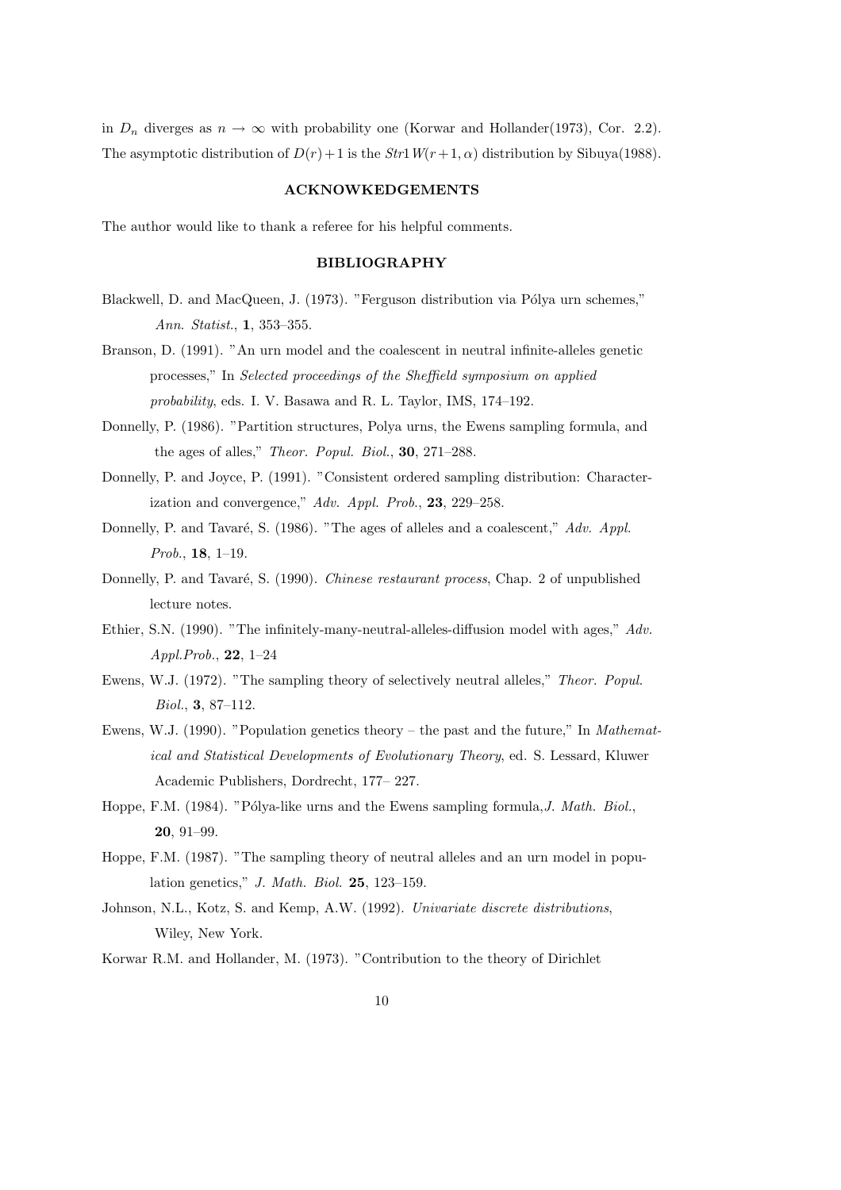in $D_n$ diverges as $n \to \infty$ with probability one (Korwar and Hollander(1973), Cor. 2.2). The asymptotic distribution of $D(r)+1$ is the $Str1W(r+1,\alpha)$ distribution by Sibuya(1988).

## ACKNOWKEDGEMENTS

The author would like to thank a referee for his helpful comments.

## BIBLIOGRAPHY

Blackwell, D. and MacQueen, J. (1973). "Ferguson distribution via Pólya urn schemes," *Ann. Statist.*, **1**, 353–355.

Branson, D. (1991). "An urn model and the coalescent in neutral infinite-alleles genetic processes," In *Selected proceedings of the Sheffield symposium on applied probability*, eds. I. V. Basawa and R. L. Taylor, IMS, 174–192.

Donnelly, P. (1986). "Partition structures, Polya urns, the Ewens sampling formula, and the ages of alles," *Theor. Popul. Biol.*, **30**, 271–288.

Donnelly, P. and Joyce, P. (1991). "Consistent ordered sampling distribution: Characterization and convergence," *Adv. Appl. Prob.*, **23**, 229–258.

Donnelly, P. and Tavaré, S. (1986). "The ages of alleles and a coalescent," *Adv. Appl. Prob.*, **18**, 1–19.

Donnelly, P. and Tavaré, S. (1990). *Chinese restaurant process*, Chap. 2 of unpublished lecture notes.

Ethier, S.N. (1990). "The infinitely-many-neutral-alleles-diffusion model with ages," *Adv. Appl.Prob.*, **22**, 1–24

Ewens, W.J. (1972). "The sampling theory of selectively neutral alleles," *Theor. Popul. Biol.*, **3**, 87–112.

Ewens, W.J. (1990). "Population genetics theory – the past and the future," In *Mathematical and Statistical Developments of Evolutionary Theory*, ed. S. Lessard, Kluwer Academic Publishers, Dordrecht, 177– 227.

Hoppe, F.M. (1984). "Pólya-like urns and the Ewens sampling formula,*J. Math. Biol.*, **20**, 91–99.

Hoppe, F.M. (1987). "The sampling theory of neutral alleles and an urn model in population genetics," *J. Math. Biol.* **25**, 123–159.

Johnson, N.L., Kotz, S. and Kemp, A.W. (1992). *Univariate discrete distributions*, Wiley, New York.

Korwar R.M. and Hollander, M. (1973). "Contribution to the theory of Dirichlet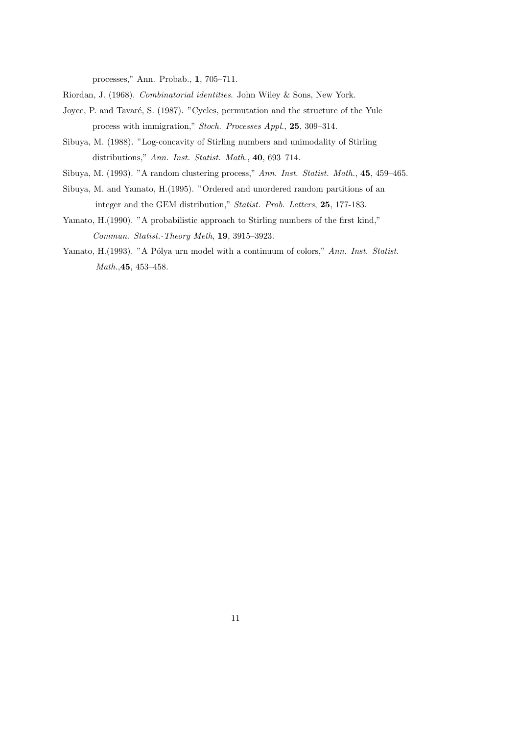processes," Ann. Probab., **1**, 705–711.

Riordan, J. (1968). *Combinatorial identities*. John Wiley & Sons, New York.

Joyce, P. and Tavaré, S. (1987). "Cycles, permutation and the structure of the Yule process with immigration," *Stoch. Processes Appl.*, **25**, 309–314.

Sibuya, M. (1988). "Log-concavity of Stirling numbers and unimodality of Stirling distributions," *Ann. Inst. Statist. Math.*, **40**, 693–714.

Sibuya, M. (1993). "A random clustering process," *Ann. Inst. Statist. Math.*, **45**, 459–465.

Sibuya, M. and Yamato, H.(1995). "Ordered and unordered random partitions of an integer and the GEM distribution," *Statist. Prob. Letters*, **25**, 177-183.

Yamato, H.(1990). "A probabilistic approach to Stirling numbers of the first kind," *Commun. Statist.-Theory Meth*, **19**, 3915–3923.

Yamato, H.(1993). "A Pólya urn model with a continuum of colors," *Ann. Inst. Statist. Math.*,**45**, 453–458.